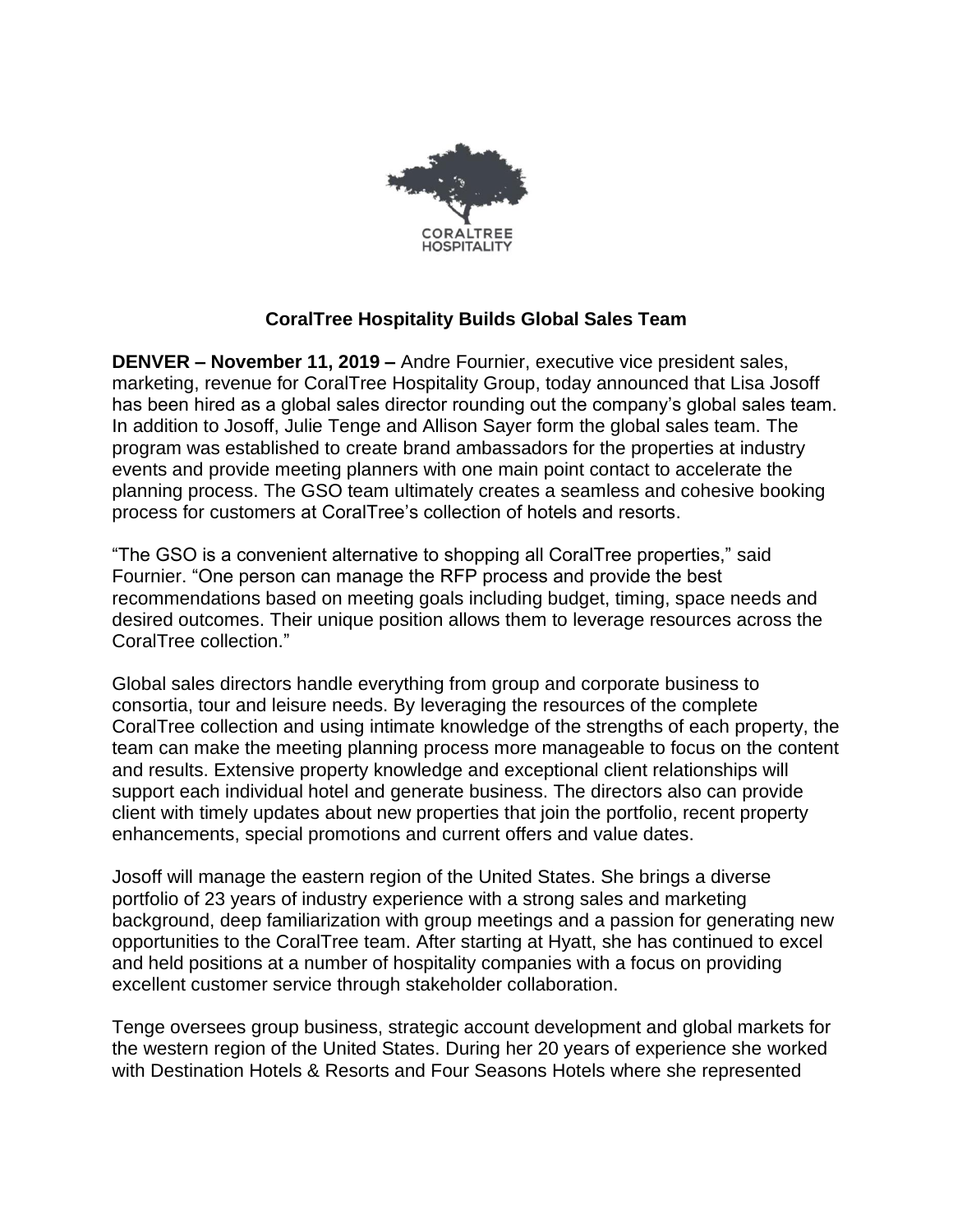# CoralTree Hospitality Builds Global Sales Team

**DENVER – November 11, 2019 –** Andre Fournier, executive vice president sales, marketing, revenue for CoralTree Hospitality Group, today announced that Lisa Josoff has been hired as a global sales director rounding out the company's global sales team. In addition to Josoff, Julie Tenge and Allison Sayer form the global sales team. The program was established to create brand ambassadors for the properties at industry events and provide meeting planners with one main point contact to accelerate the planning process. The GSO team ultimately creates a seamless and cohesive booking process for customers at CoralTree's collection of hotels and resorts.

"The GSO is a convenient alternative to shopping all CoralTree properties," said Fournier. "One person can manage the RFP process and provide the best recommendations based on meeting goals including budget, timing, space needs and desired outcomes. Their unique position allows them to leverage resources across the CoralTree collection."

Global sales directors handle everything from group and corporate business to consortia, tour and leisure needs. By leveraging the resources of the complete CoralTree collection and using intimate knowledge of the strengths of each property, the team can make the meeting planning process more manageable to focus on the content and results. Extensive property knowledge and exceptional client relationships will support each individual hotel and generate business. The directors also can provide client with timely updates about new properties that join the portfolio, recent property enhancements, special promotions and current offers and value dates.

Josoff will manage the eastern region of the United States. She brings a diverse portfolio of 23 years of industry experience with a strong sales and marketing background, deep familiarization with group meetings and a passion for generating new opportunities to the CoralTree team. After starting at Hyatt, she has continued to excel and held positions at a number of hospitality companies with a focus on providing excellent customer service through stakeholder collaboration.

Tenge oversees group business, strategic account development and global markets for the western region of the United States. During her 20 years of experience she worked with Destination Hotels & Resorts and Four Seasons Hotels where she represented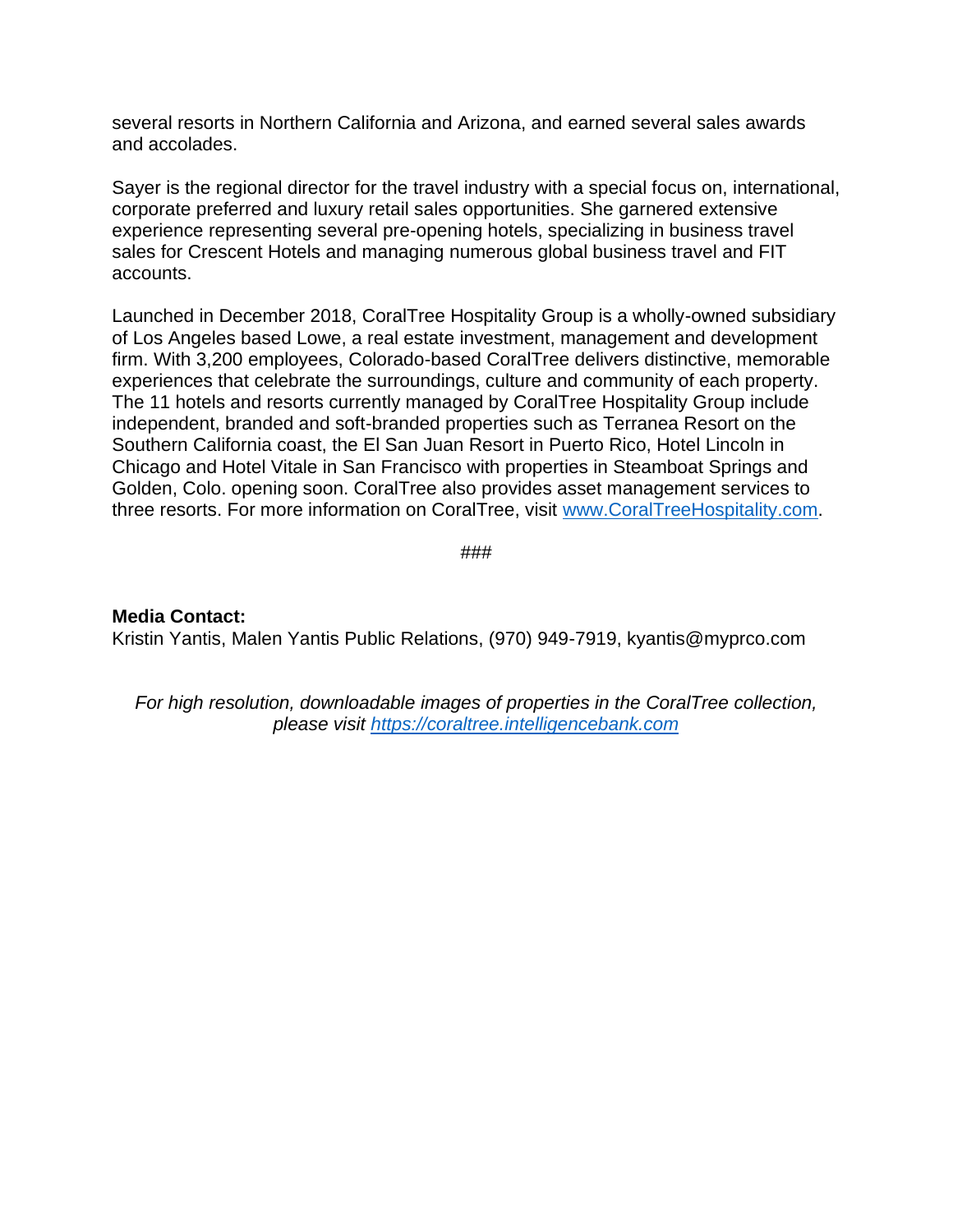several resorts in Northern California and Arizona, and earned several sales awards and accolades.

Sayer is the regional director for the travel industry with a special focus on, international, corporate preferred and luxury retail sales opportunities. She garnered extensive experience representing several pre-opening hotels, specializing in business travel sales for Crescent Hotels and managing numerous global business travel and FIT accounts.

Launched in December 2018, CoralTree Hospitality Group is a wholly-owned subsidiary of Los Angeles based Lowe, a real estate investment, management and development firm. With 3,200 employees, Colorado-based CoralTree delivers distinctive, memorable experiences that celebrate the surroundings, culture and community of each property. The 11 hotels and resorts currently managed by CoralTree Hospitality Group include independent, branded and soft-branded properties such as Terranea Resort on the Southern California coast, the El San Juan Resort in Puerto Rico, Hotel Lincoln in Chicago and Hotel Vitale in San Francisco with properties in Steamboat Springs and Golden, Colo. opening soon. CoralTree also provides asset management services to three resorts. For more information on CoralTree, visit [www.CoralTreeHospitality.com](http://www.CoralTreeHospitality.com).

###

**Media Contact:**
Kristin Yantis, Malen Yantis Public Relations, (970) 949-7919, kyantis@myprco.com

*For high resolution, downloadable images of properties in the CoralTree collection, please visit [https://coraltree.intelligencebank.com](https://coraltree.intelligencebank.com)*